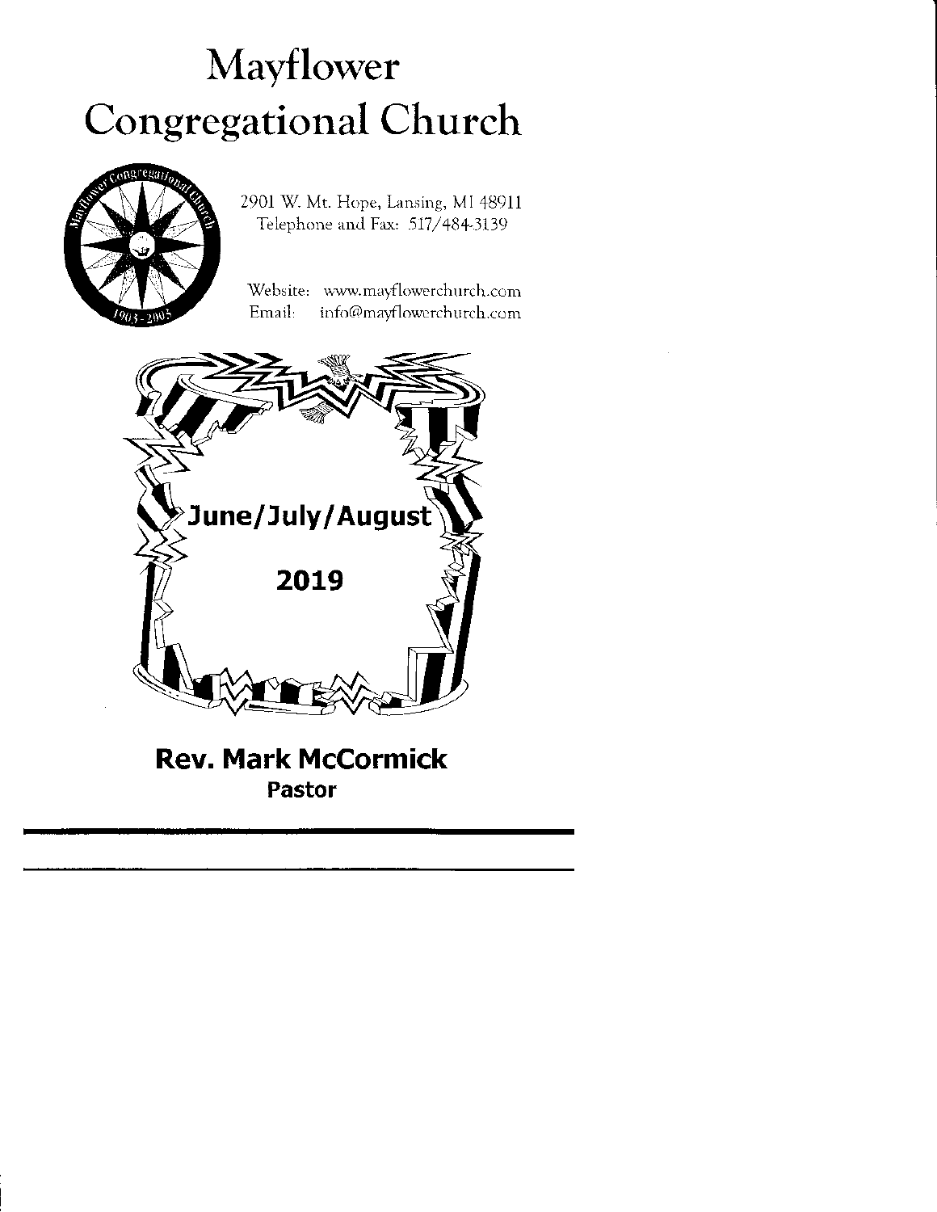# Mayflower Congregational Church

2901 W. Mt. Hope, Lansing, MI 48911
Telephone and Fax: 517/484-3139

Website: www.mayflowerchurch.com
Email: info@mayflowerchurch.com

**June/July/August**

**2019**

**Rev. Mark McCormick**
**Pastor**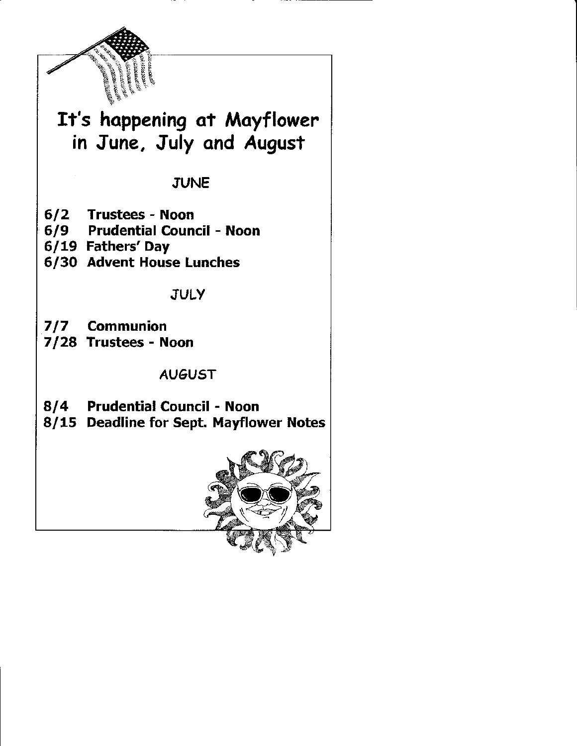# It's happening at Mayflower in June, July and August

## JUNE

**6/2 Trustees - Noon**
**6/9 Prudential Council - Noon**
**6/19 Fathers' Day**
**6/30 Advent House Lunches**

## JULY

**7/7 Communion**
**7/28 Trustees - Noon**

## AUGUST

**8/4 Prudential Council - Noon**
**8/15 Deadline for Sept. Mayflower Notes**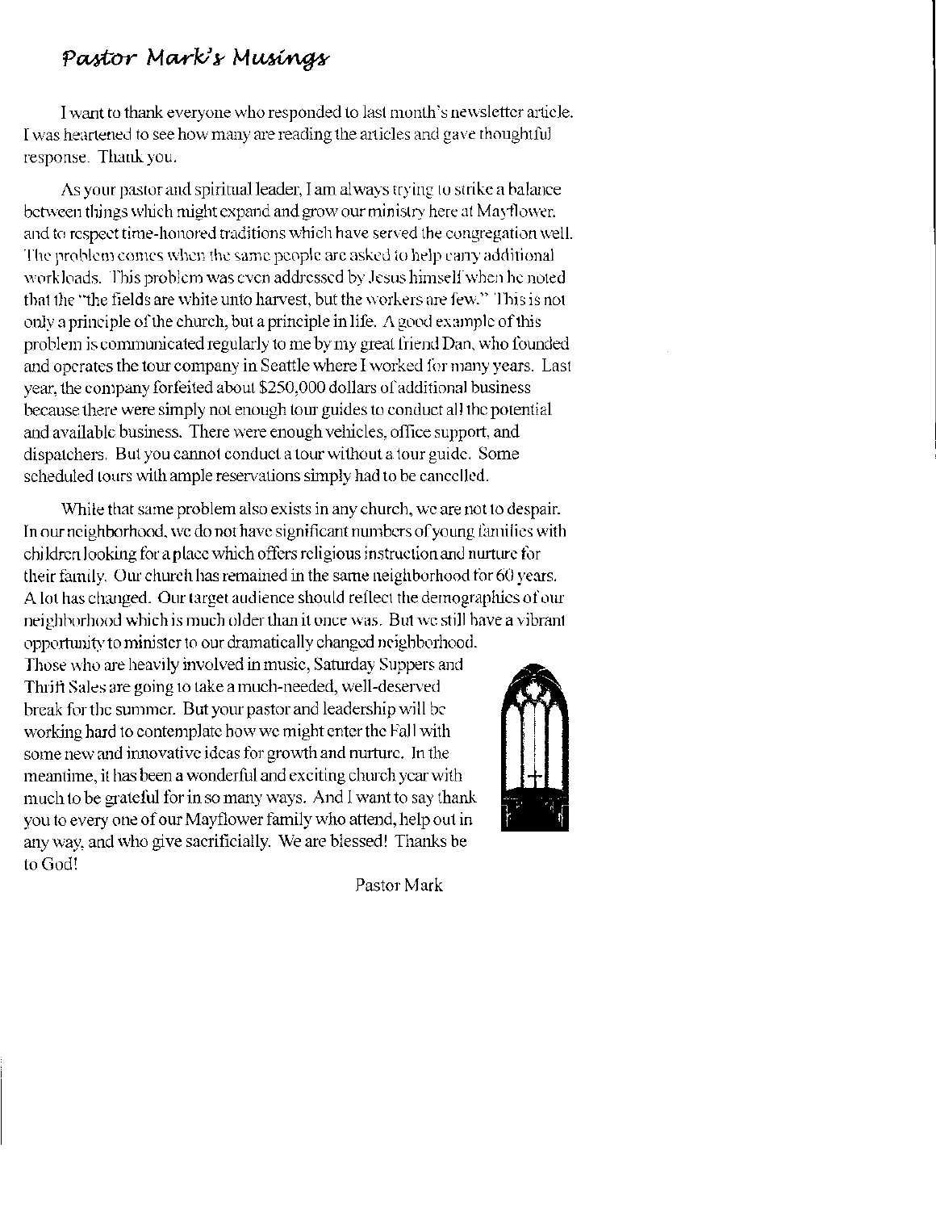# *Pastor Mark's Musings*

I want to thank everyone who responded to last month's newsletter article. I was heartened to see how many are reading the articles and gave thoughtful response. Thank you.

As your pastor and spiritual leader, I am always trying to strike a balance between things which might expand and grow our ministry here at Mayflower, and to respect time-honored traditions which have served the congregation well. The problem comes when the same people are asked to help carry additional workloads. This problem was even addressed by Jesus himself when he noted that the "the fields are white unto harvest, but the workers are few." This is not only a principle of the church, but a principle in life. A good example of this problem is communicated regularly to me by my great friend Dan, who founded and operates the tour company in Seattle where I worked for many years. Last year, the company forfeited about $250,000 dollars of additional business because there were simply not enough tour guides to conduct all the potential and available business. There were enough vehicles, office support, and dispatchers. But you cannot conduct a tour without a tour guide. Some scheduled tours with ample reservations simply had to be cancelled.

While that same problem also exists in any church, we are not to despair. In our neighborhood, we do not have significant numbers of young families with children looking for a place which offers religious instruction and nurture for their family. Our church has remained in the same neighborhood for 60 years. A lot has changed. Our target audience should reflect the demographics of our neighborhood which is much older than it once was. But we still have a vibrant opportunity to minister to our dramatically changed neighborhood. Those who are heavily involved in music, Saturday Suppers and Thrift Sales are going to take a much-needed, well-deserved break for the summer. But your pastor and leadership will be working hard to contemplate how we might enter the Fall with some new and innovative ideas for growth and nurture. In the meantime, it has been a wonderful and exciting church year with much to be grateful for in so many ways. And I want to say thank you to every one of our Mayflower family who attend, help out in any way, and who give sacrificially. We are blessed! Thanks be to God!

Pastor Mark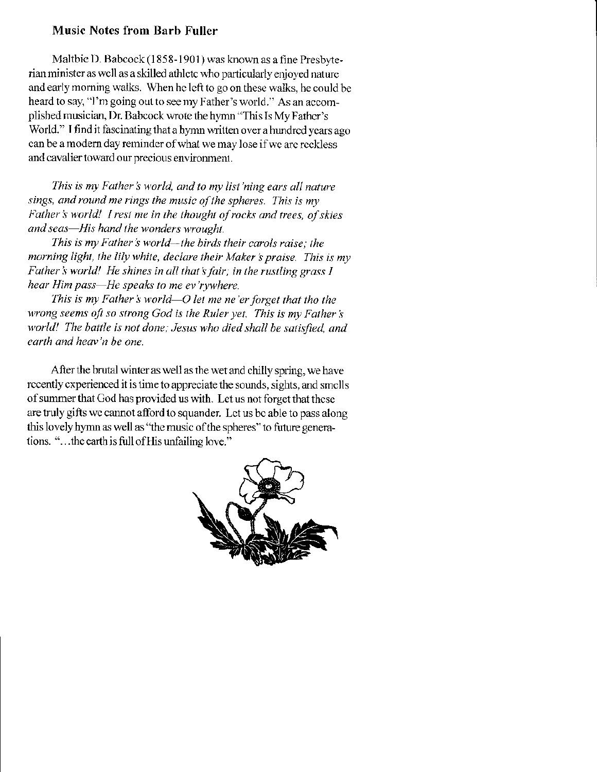### Music Notes from Barb Fuller

Maltbie D. Babcock (1858-1901) was known as a fine Presbyterian minister as well as a skilled athlete who particularly enjoyed nature and early morning walks. When he left to go on these walks, he could be heard to say, "I'm going out to see my Father's world." As an accomplished musician, Dr. Babcock wrote the hymn "This Is My Father's World." I find it fascinating that a hymn written over a hundred years ago can be a modern day reminder of what we may lose if we are reckless and cavalier toward our precious environment.

*This is my Father's world, and to my list'ning ears all nature sings, and round me rings the music of the spheres. This is my Father's world! I rest me in the thought of rocks and trees, of skies and seas—His hand the wonders wrought.*

*This is my Father's world—the birds their carols raise; the morning light, the lily white, declare their Maker's praise. This is my Father's world! He shines in all that's fair; in the rustling grass I hear Him pass—He speaks to me ev'rywhere.*

*This is my Father's world—O let me ne'er forget that tho the wrong seems oft so strong God is the Ruler yet. This is my Father's world! The battle is not done; Jesus who died shall be satisfied, and earth and heav'n be one.*

After the brutal winter as well as the wet and chilly spring, we have recently experienced it is time to appreciate the sounds, sights, and smells of summer that God has provided us with. Let us not forget that these are truly gifts we cannot afford to squander. Let us be able to pass along this lovely hymn as well as "the music of the spheres" to future generations. "...the earth is full of His unfailing love."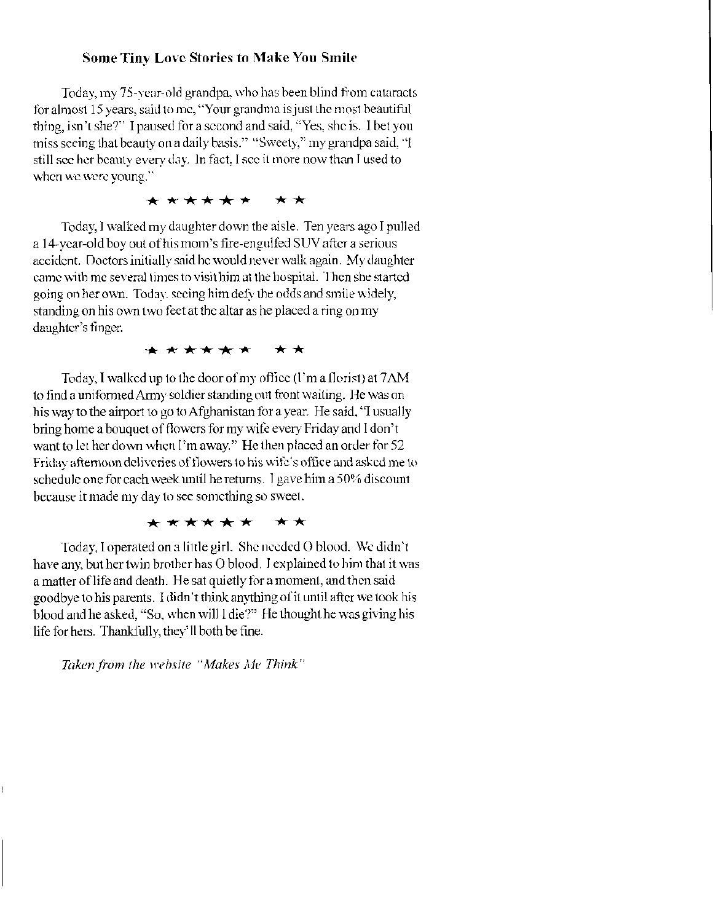### Some Tiny Love Stories to Make You Smile

Today, my 75-year-old grandpa, who has been blind from cataracts for almost 15 years, said to me, "Your grandma is just the most beautiful thing, isn't she?" I paused for a second and said, "Yes, she is. I bet you miss seeing that beauty on a daily basis." "Sweety," my grandpa said, "I still see her beauty every day. In fact, I see it more now than I used to when we were young."

★ ★ ★ ★ ★ ★ ★ ★

Today, I walked my daughter down the aisle. Ten years ago I pulled a 14-year-old boy out of his mom's fire-engulfed SUV after a serious accident. Doctors initially said he would never walk again. My daughter came with me several times to visit him at the hospital. Then she started going on her own. Today, seeing him defy the odds and smile widely, standing on his own two feet at the altar as he placed a ring on my daughter's finger.

★ ★ ★ ★ ★ ★ ★ ★

Today, I walked up to the door of my office (I'm a florist) at 7AM to find a uniformed Army soldier standing out front waiting. He was on his way to the airport to go to Afghanistan for a year. He said, "I usually bring home a bouquet of flowers for my wife every Friday and I don't want to let her down when I'm away." He then placed an order for 52 Friday afternoon deliveries of flowers to his wife's office and asked me to schedule one for each week until he returns. I gave him a 50% discount because it made my day to see something so sweet.

★ ★ ★ ★ ★ ★ ★ ★

Today, I operated on a little girl. She needed O blood. We didn't have any, but her twin brother has O blood. I explained to him that it was a matter of life and death. He sat quietly for a moment, and then said goodbye to his parents. I didn't think anything of it until after we took his blood and he asked, "So, when will I die?" He thought he was giving his life for hers. Thankfully, they'll both be fine.

*Taken from the website "Makes Me Think"*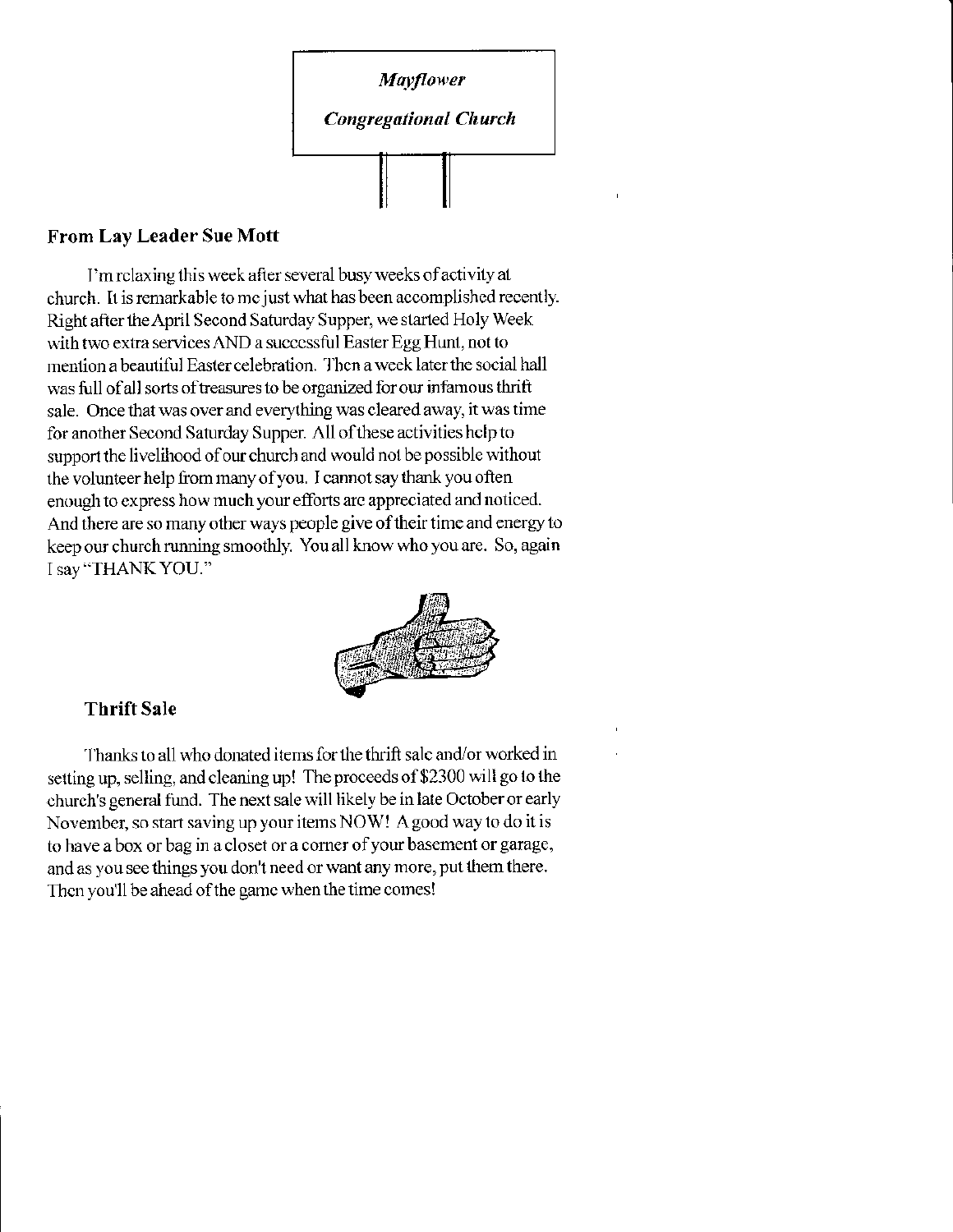*Mayflower*

*Congregational Church*

## From Lay Leader Sue Mott

I'm relaxing this week after several busy weeks of activity at church. It is remarkable to me just what has been accomplished recently. Right after the April Second Saturday Supper, we started Holy Week with two extra services AND a successful Easter Egg Hunt, not to mention a beautiful Easter celebration. Then a week later the social hall was full of all sorts of treasures to be organized for our infamous thrift sale. Once that was over and everything was cleared away, it was time for another Second Saturday Supper. All of these activities help to support the livelihood of our church and would not be possible without the volunteer help from many of you. I cannot say thank you often enough to express how much your efforts are appreciated and noticed. And there are so many other ways people give of their time and energy to keep our church running smoothly. You all know who you are. So, again I say "THANK YOU."

## Thrift Sale

Thanks to all who donated items for the thrift sale and/or worked in setting up, selling, and cleaning up! The proceeds of $2300 will go to the church's general fund. The next sale will likely be in late October or early November, so start saving up your items NOW! A good way to do it is to have a box or bag in a closet or a corner of your basement or garage, and as you see things you don't need or want any more, put them there. Then you'll be ahead of the game when the time comes!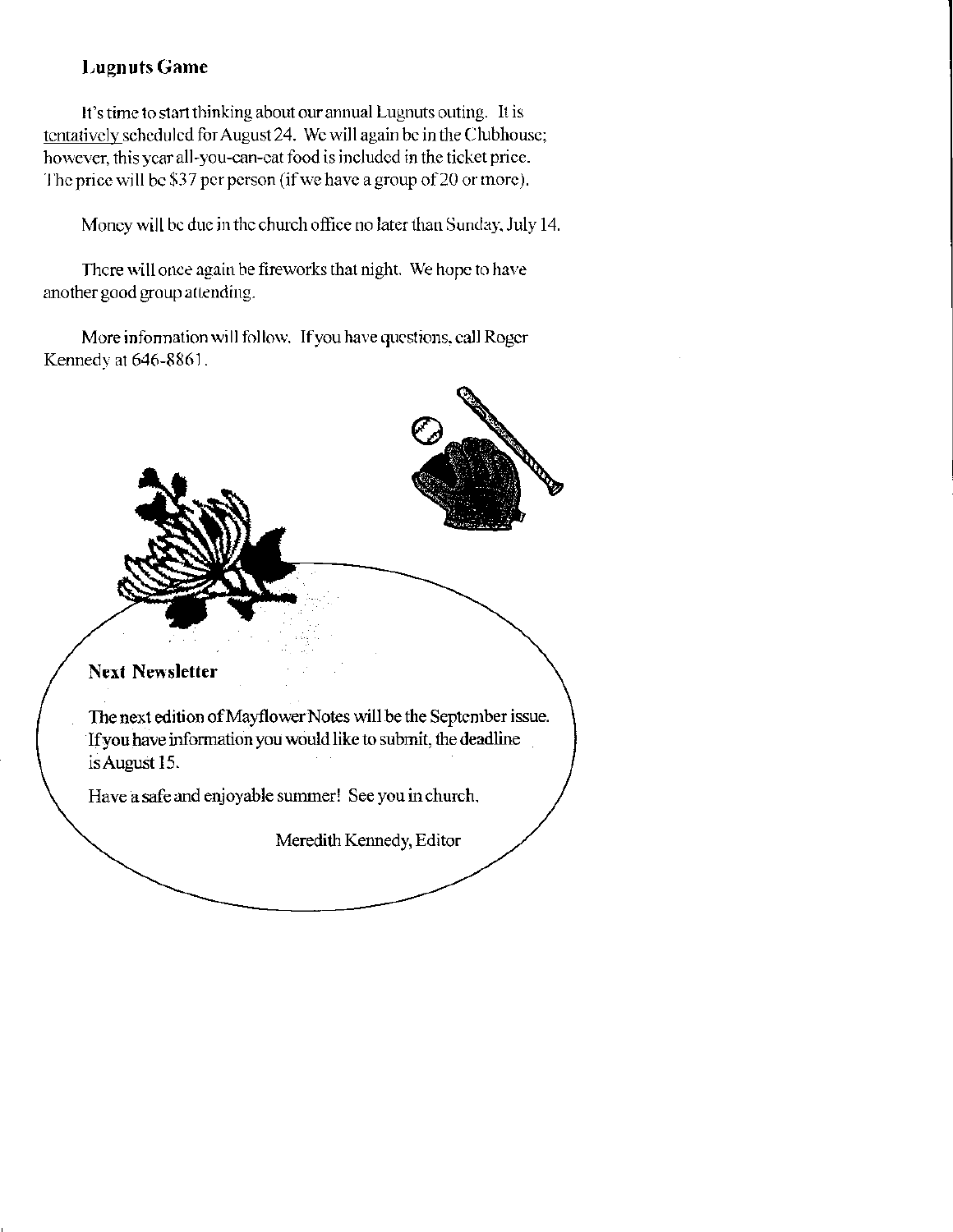### Lugnuts Game

It's time to start thinking about our annual Lugnuts outing. It is tentatively scheduled for August 24. We will again be in the Clubhouse; however, this year all-you-can-eat food is included in the ticket price. The price will be $37 per person (if we have a group of 20 or more).

Money will be due in the church office no later than Sunday, July 14.

There will once again be fireworks that night. We hope to have another good group attending.

More information will follow. If you have questions, call Roger Kennedy at 646-8861.

### Next Newsletter

The next edition of Mayflower Notes will be the September issue. If you have information you would like to submit, the deadline is August 15.

Have a safe and enjoyable summer! See you in church.

Meredith Kennedy, Editor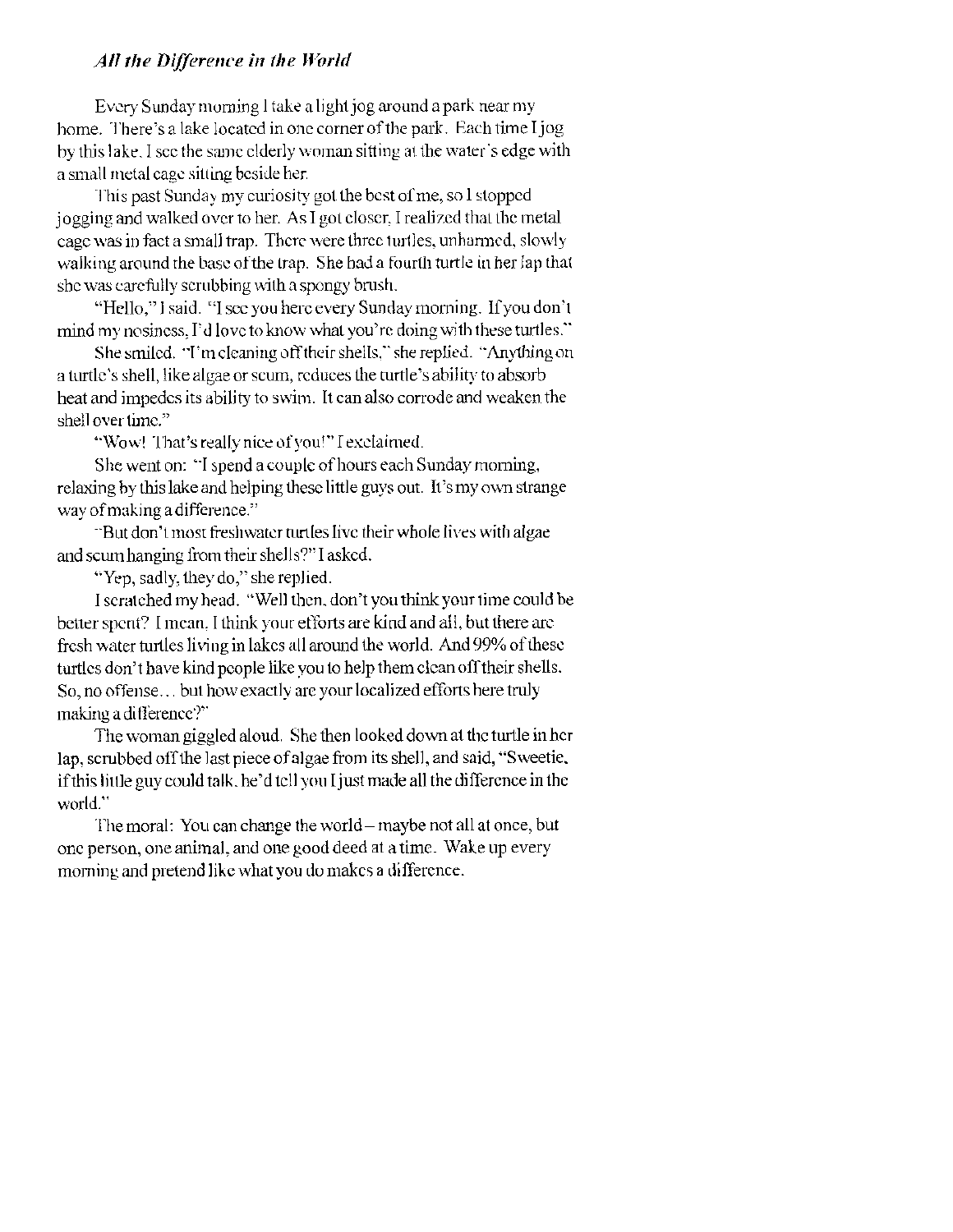*All the Difference in the World*

Every Sunday morning I take a light jog around a park near my home. There's a lake located in one corner of the park. Each time I jog by this lake, I see the same elderly woman sitting at the water's edge with a small metal cage sitting beside her.

This past Sunday my curiosity got the best of me, so I stopped jogging and walked over to her. As I got closer, I realized that the metal cage was in fact a small trap. There were three turtles, unharmed, slowly walking around the base of the trap. She had a fourth turtle in her lap that she was carefully scrubbing with a spongy brush.

"Hello," I said. "I see you here every Sunday morning. If you don't mind my nosiness, I'd love to know what you're doing with these turtles."

She smiled. "I'm cleaning off their shells," she replied. "Anything on a turtle's shell, like algae or scum, reduces the turtle's ability to absorb heat and impedes its ability to swim. It can also corrode and weaken the shell over time."

"Wow! That's really nice of you!" I exclaimed.

She went on: "I spend a couple of hours each Sunday morning, relaxing by this lake and helping these little guys out. It's my own strange way of making a difference."

"But don't most freshwater turtles live their whole lives with algae and scum hanging from their shells?" I asked.

"Yep, sadly, they do," she replied.

I scratched my head. "Well then, don't you think your time could be better spent? I mean, I think your efforts are kind and all, but there are fresh water turtles living in lakes all around the world. And 99% of these turtles don't have kind people like you to help them clean off their shells. So, no offense… but how exactly are your localized efforts here truly making a difference?"

The woman giggled aloud. She then looked down at the turtle in her lap, scrubbed off the last piece of algae from its shell, and said, "Sweetie, if this little guy could talk, he'd tell you I just made all the difference in the world."

The moral: You can change the world – maybe not all at once, but one person, one animal, and one good deed at a time. Wake up every morning and pretend like what you do makes a difference.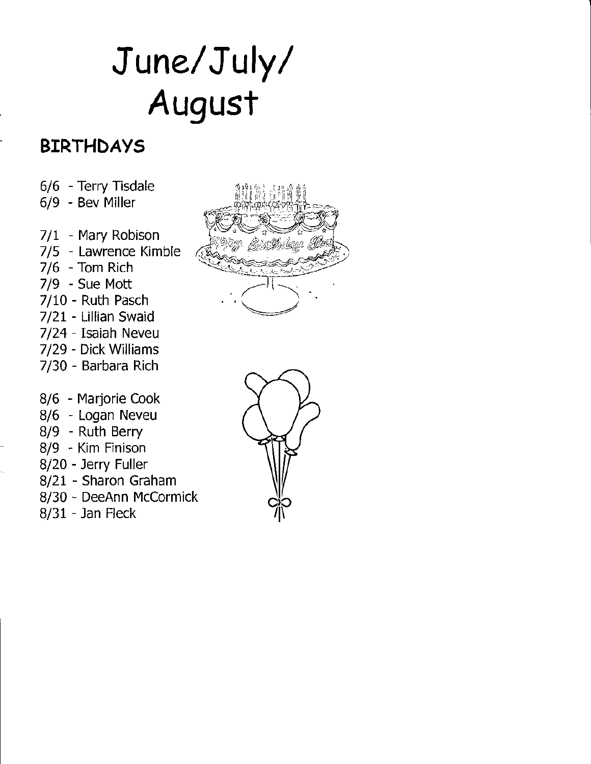# June/July/August

## BIRTHDAYS

6/6 - Terry Tisdale
6/9 - Bev Miller

7/1 - Mary Robison
7/5 - Lawrence Kimble
7/6 - Tom Rich
7/9 - Sue Mott
7/10 - Ruth Pasch
7/21 - Lillian Swaid
7/24 - Isaiah Neveu
7/29 - Dick Williams
7/30 - Barbara Rich

8/6 - Marjorie Cook
8/6 - Logan Neveu
8/9 - Ruth Berry
8/9 - Kim Finison
8/20 - Jerry Fuller
8/21 - Sharon Graham
8/30 - DeeAnn McCormick
8/31 - Jan Fleck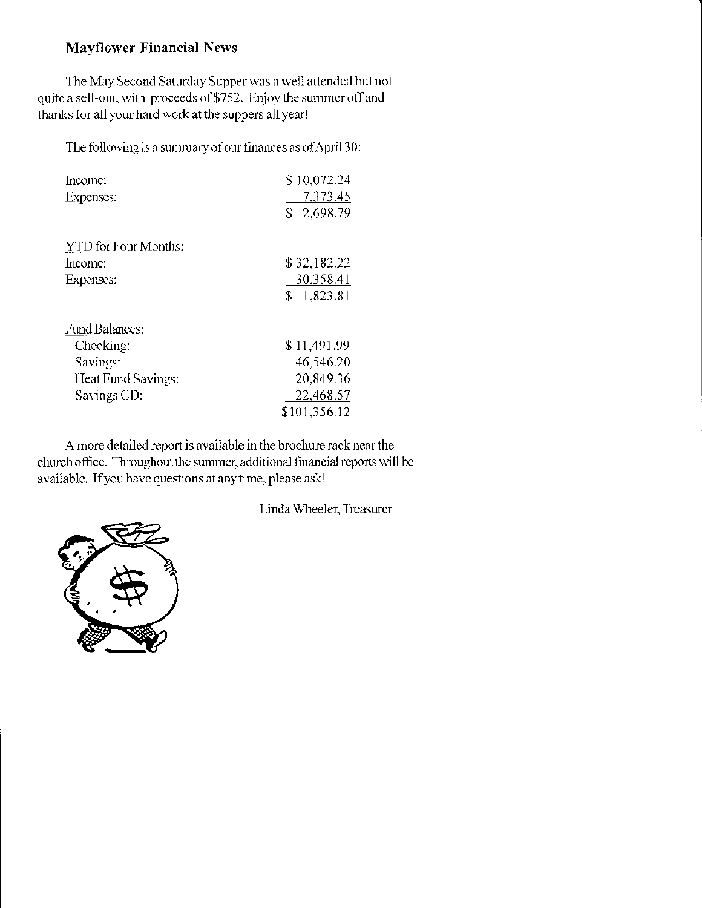**Mayflower Financial News**

The May Second Saturday Supper was a well attended but not quite a sell-out, with proceeds of $752. Enjoy the summer off and thanks for all your hard work at the suppers all year!

The following is a summary of our finances as of April 30:

| | |
|---|---|
| Income: | $ 10,072.24 |
| Expenses: | 7,373.45 |
| | $ 2,698.79 |
| | |
| YTD for Four Months: | |
| Income: | $ 32,182.22 |
| Expenses: | 30,358.41 |
| | $ 1,823.81 |
| | |
| Fund Balances: | |
| Checking: | $ 11,491.99 |
| Savings: | 46,546.20 |
| Heat Fund Savings: | 20,849.36 |
| Savings CD: | 22,468.57 |
| | $101,356.12 |

A more detailed report is available in the brochure rack near the church office. Throughout the summer, additional financial reports will be available. If you have questions at any time, please ask!

— Linda Wheeler, Treasurer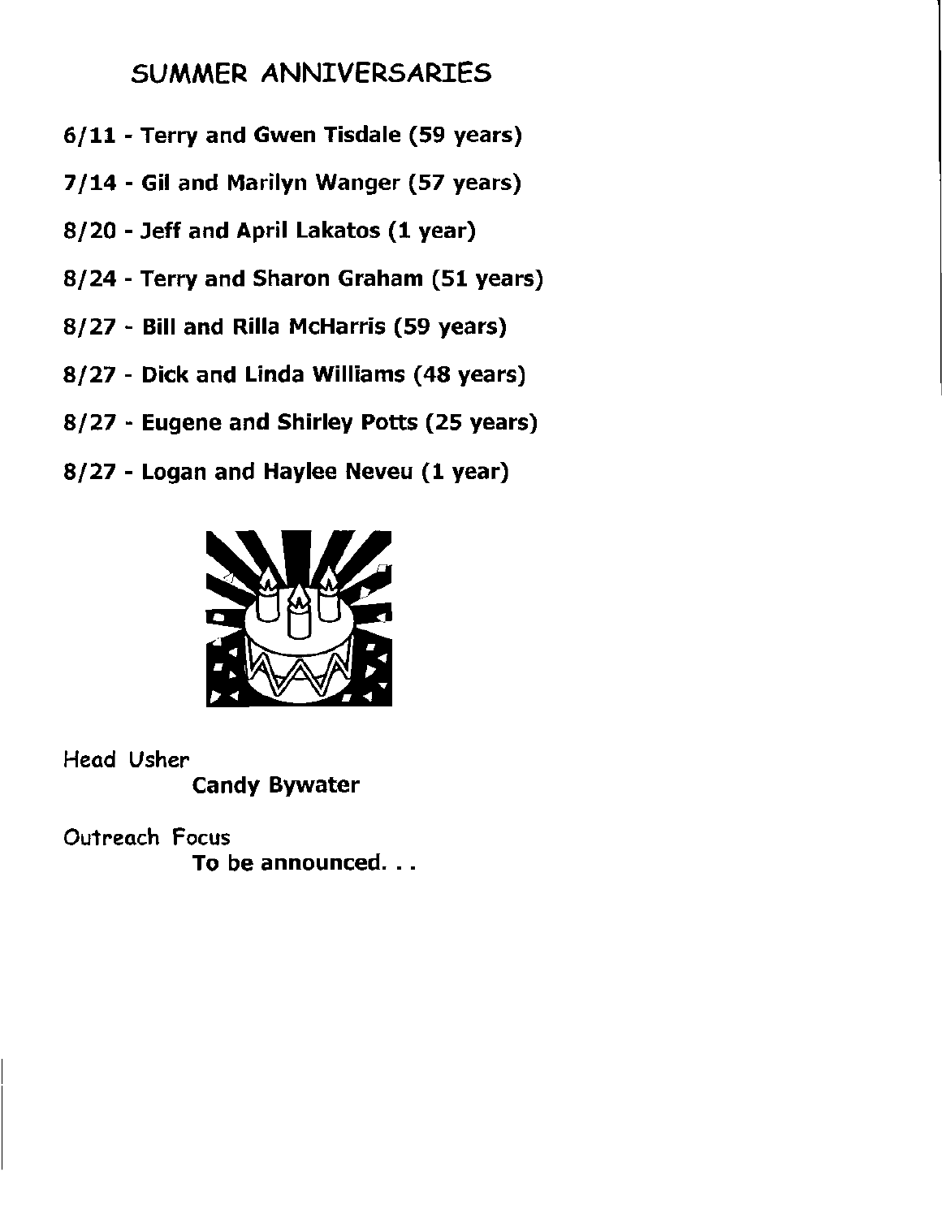# SUMMER ANNIVERSARIES

**6/11 - Terry and Gwen Tisdale (59 years)**

**7/14 - Gil and Marilyn Wanger (57 years)**

**8/20 - Jeff and April Lakatos (1 year)**

**8/24 - Terry and Sharon Graham (51 years)**

**8/27 - Bill and Rilla McHarris (59 years)**

**8/27 - Dick and Linda Williams (48 years)**

**8/27 - Eugene and Shirley Potts (25 years)**

**8/27 - Logan and Haylee Neveu (1 year)**

Head Usher
**Candy Bywater**

Outreach Focus
**To be announced. . .**